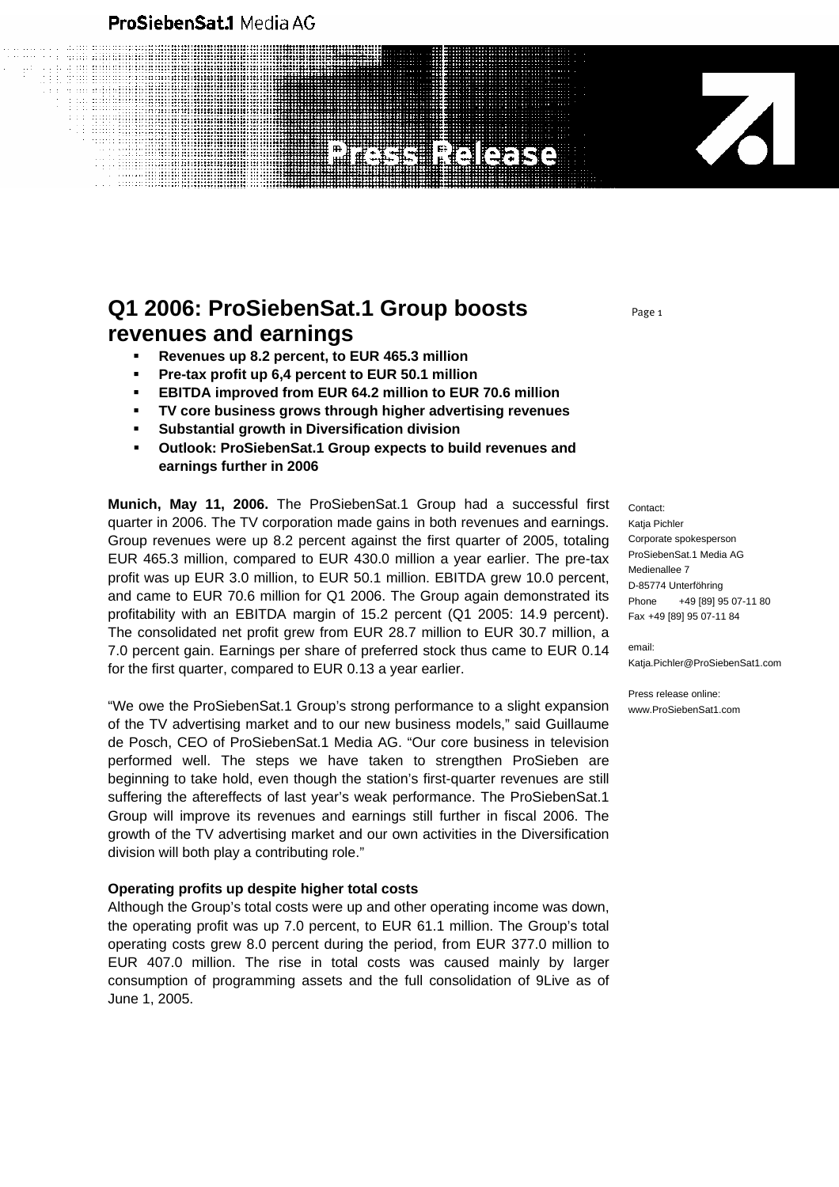ProSiebenSat.1 Media AG

Press Release

# Q1 2006: ProSiebenSat.1 Group boosts revenues and earnings

- **Revenues up 8.2 percent, to EUR 465.3 million**
- **Pre-tax profit up 6,4 percent to EUR 50.1 million**
- **EBITDA improved from EUR 64.2 million to EUR 70.6 million**
- **TV core business grows through higher advertising revenues**
- **Substantial growth in Diversification division**
- **Outlook: ProSiebenSat.1 Group expects to build revenues and earnings further in 2006**

**Munich, May 11, 2006.** The ProSiebenSat.1 Group had a successful first quarter in 2006. The TV corporation made gains in both revenues and earnings. Group revenues were up 8.2 percent against the first quarter of 2005, totaling EUR 465.3 million, compared to EUR 430.0 million a year earlier. The pre-tax profit was up EUR 3.0 million, to EUR 50.1 million. EBITDA grew 10.0 percent, and came to EUR 70.6 million for Q1 2006. The Group again demonstrated its profitability with an EBITDA margin of 15.2 percent (Q1 2005: 14.9 percent). The consolidated net profit grew from EUR 28.7 million to EUR 30.7 million, a 7.0 percent gain. Earnings per share of preferred stock thus came to EUR 0.14 for the first quarter, compared to EUR 0.13 a year earlier.

"We owe the ProSiebenSat.1 Group's strong performance to a slight expansion of the TV advertising market and to our new business models," said Guillaume de Posch, CEO of ProSiebenSat.1 Media AG. "Our core business in television performed well. The steps we have taken to strengthen ProSieben are beginning to take hold, even though the station's first-quarter revenues are still suffering the aftereffects of last year's weak performance. The ProSiebenSat.1 Group will improve its revenues and earnings still further in fiscal 2006. The growth of the TV advertising market and our own activities in the Diversification division will both play a contributing role."

**Operating profits up despite higher total costs**

Although the Group's total costs were up and other operating income was down, the operating profit was up 7.0 percent, to EUR 61.1 million. The Group's total operating costs grew 8.0 percent during the period, from EUR 377.0 million to EUR 407.0 million. The rise in total costs was caused mainly by larger consumption of programming assets and the full consolidation of 9Live as of June 1, 2005.

Contact:
Katja Pichler
Corporate spokesperson
ProSiebenSat.1 Media AG
Medienallee 7
D-85774 Unterföhring
Phone +49 [89] 95 07-11 80
Fax +49 [89] 95 07-11 84

email:
Katja.Pichler@ProSiebenSat1.com

Press release online:
www.ProSiebenSat1.com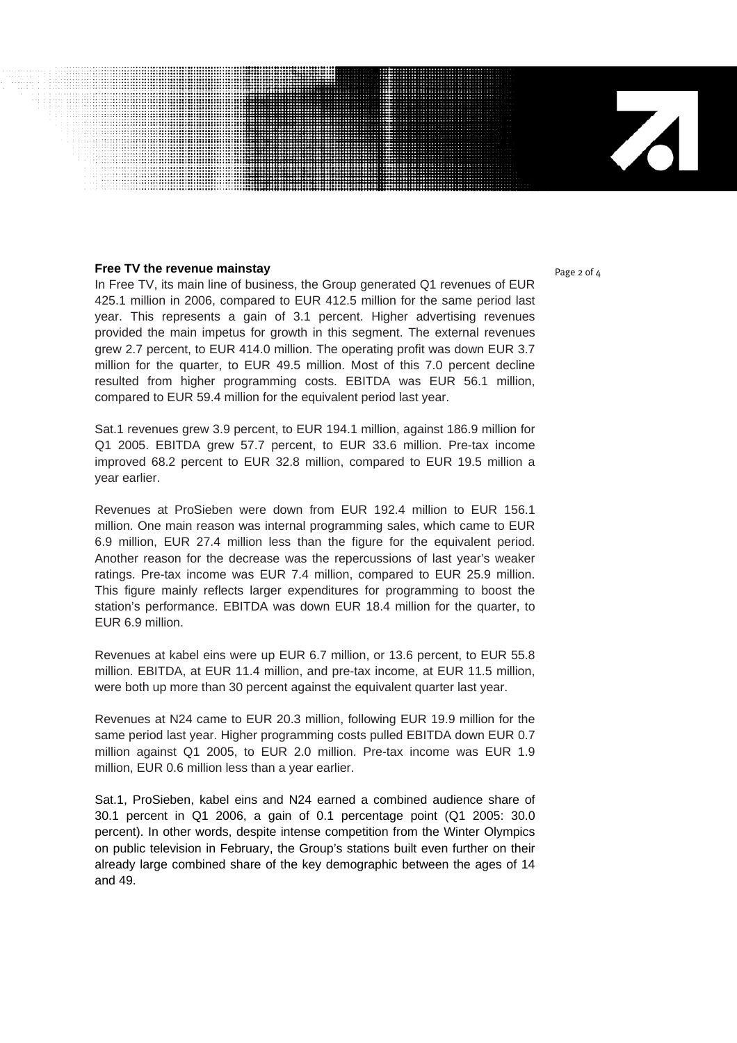**Free TV the revenue mainstay**

In Free TV, its main line of business, the Group generated Q1 revenues of EUR 425.1 million in 2006, compared to EUR 412.5 million for the same period last year. This represents a gain of 3.1 percent. Higher advertising revenues provided the main impetus for growth in this segment. The external revenues grew 2.7 percent, to EUR 414.0 million. The operating profit was down EUR 3.7 million for the quarter, to EUR 49.5 million. Most of this 7.0 percent decline resulted from higher programming costs. EBITDA was EUR 56.1 million, compared to EUR 59.4 million for the equivalent period last year.

Sat.1 revenues grew 3.9 percent, to EUR 194.1 million, against 186.9 million for Q1 2005. EBITDA grew 57.7 percent, to EUR 33.6 million. Pre-tax income improved 68.2 percent to EUR 32.8 million, compared to EUR 19.5 million a year earlier.

Revenues at ProSieben were down from EUR 192.4 million to EUR 156.1 million. One main reason was internal programming sales, which came to EUR 6.9 million, EUR 27.4 million less than the figure for the equivalent period. Another reason for the decrease was the repercussions of last year's weaker ratings. Pre-tax income was EUR 7.4 million, compared to EUR 25.9 million. This figure mainly reflects larger expenditures for programming to boost the station's performance. EBITDA was down EUR 18.4 million for the quarter, to EUR 6.9 million.

Revenues at kabel eins were up EUR 6.7 million, or 13.6 percent, to EUR 55.8 million. EBITDA, at EUR 11.4 million, and pre-tax income, at EUR 11.5 million, were both up more than 30 percent against the equivalent quarter last year.

Revenues at N24 came to EUR 20.3 million, following EUR 19.9 million for the same period last year. Higher programming costs pulled EBITDA down EUR 0.7 million against Q1 2005, to EUR 2.0 million. Pre-tax income was EUR 1.9 million, EUR 0.6 million less than a year earlier.

Sat.1, ProSieben, kabel eins and N24 earned a combined audience share of 30.1 percent in Q1 2006, a gain of 0.1 percentage point (Q1 2005: 30.0 percent). In other words, despite intense competition from the Winter Olympics on public television in February, the Group's stations built even further on their already large combined share of the key demographic between the ages of 14 and 49.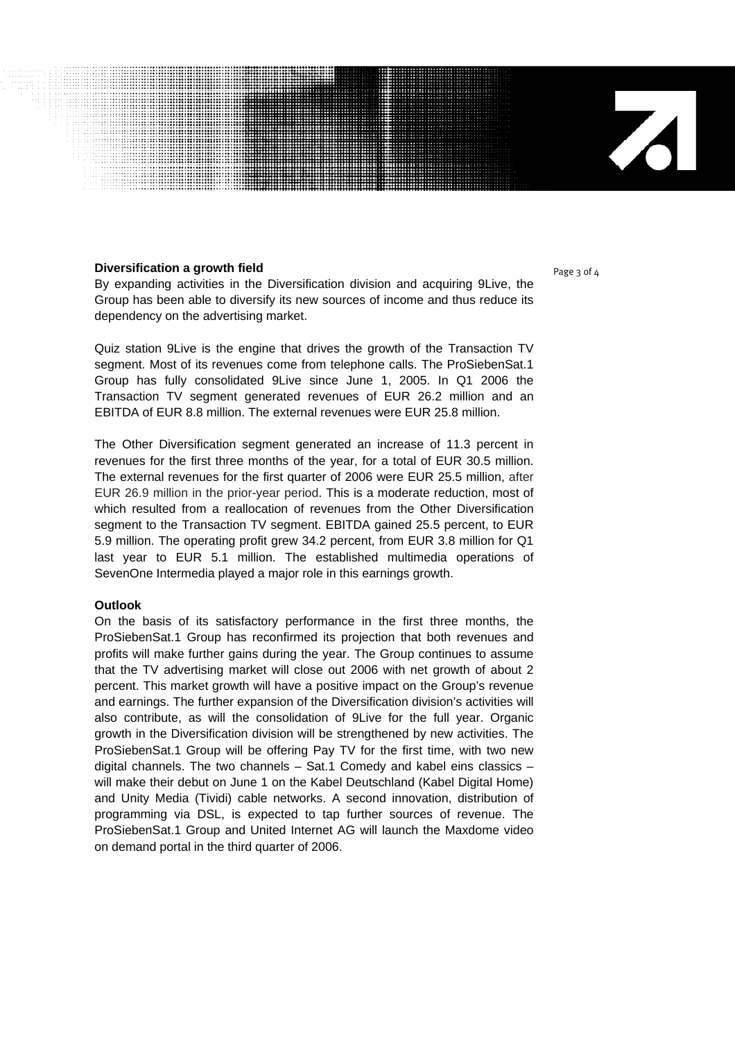**Diversification a growth field**

By expanding activities in the Diversification division and acquiring 9Live, the Group has been able to diversify its new sources of income and thus reduce its dependency on the advertising market.

Quiz station 9Live is the engine that drives the growth of the Transaction TV segment. Most of its revenues come from telephone calls. The ProSiebenSat.1 Group has fully consolidated 9Live since June 1, 2005. In Q1 2006 the Transaction TV segment generated revenues of EUR 26.2 million and an EBITDA of EUR 8.8 million. The external revenues were EUR 25.8 million.

The Other Diversification segment generated an increase of 11.3 percent in revenues for the first three months of the year, for a total of EUR 30.5 million. The external revenues for the first quarter of 2006 were EUR 25.5 million, after EUR 26.9 million in the prior-year period. This is a moderate reduction, most of which resulted from a reallocation of revenues from the Other Diversification segment to the Transaction TV segment. EBITDA gained 25.5 percent, to EUR 5.9 million. The operating profit grew 34.2 percent, from EUR 3.8 million for Q1 last year to EUR 5.1 million. The established multimedia operations of SevenOne Intermedia played a major role in this earnings growth.

**Outlook**

On the basis of its satisfactory performance in the first three months, the ProSiebenSat.1 Group has reconfirmed its projection that both revenues and profits will make further gains during the year. The Group continues to assume that the TV advertising market will close out 2006 with net growth of about 2 percent. This market growth will have a positive impact on the Group's revenue and earnings. The further expansion of the Diversification division's activities will also contribute, as will the consolidation of 9Live for the full year. Organic growth in the Diversification division will be strengthened by new activities. The ProSiebenSat.1 Group will be offering Pay TV for the first time, with two new digital channels. The two channels – Sat.1 Comedy and kabel eins classics – will make their debut on June 1 on the Kabel Deutschland (Kabel Digital Home) and Unity Media (Tividi) cable networks. A second innovation, distribution of programming via DSL, is expected to tap further sources of revenue. The ProSiebenSat.1 Group and United Internet AG will launch the Maxdome video on demand portal in the third quarter of 2006.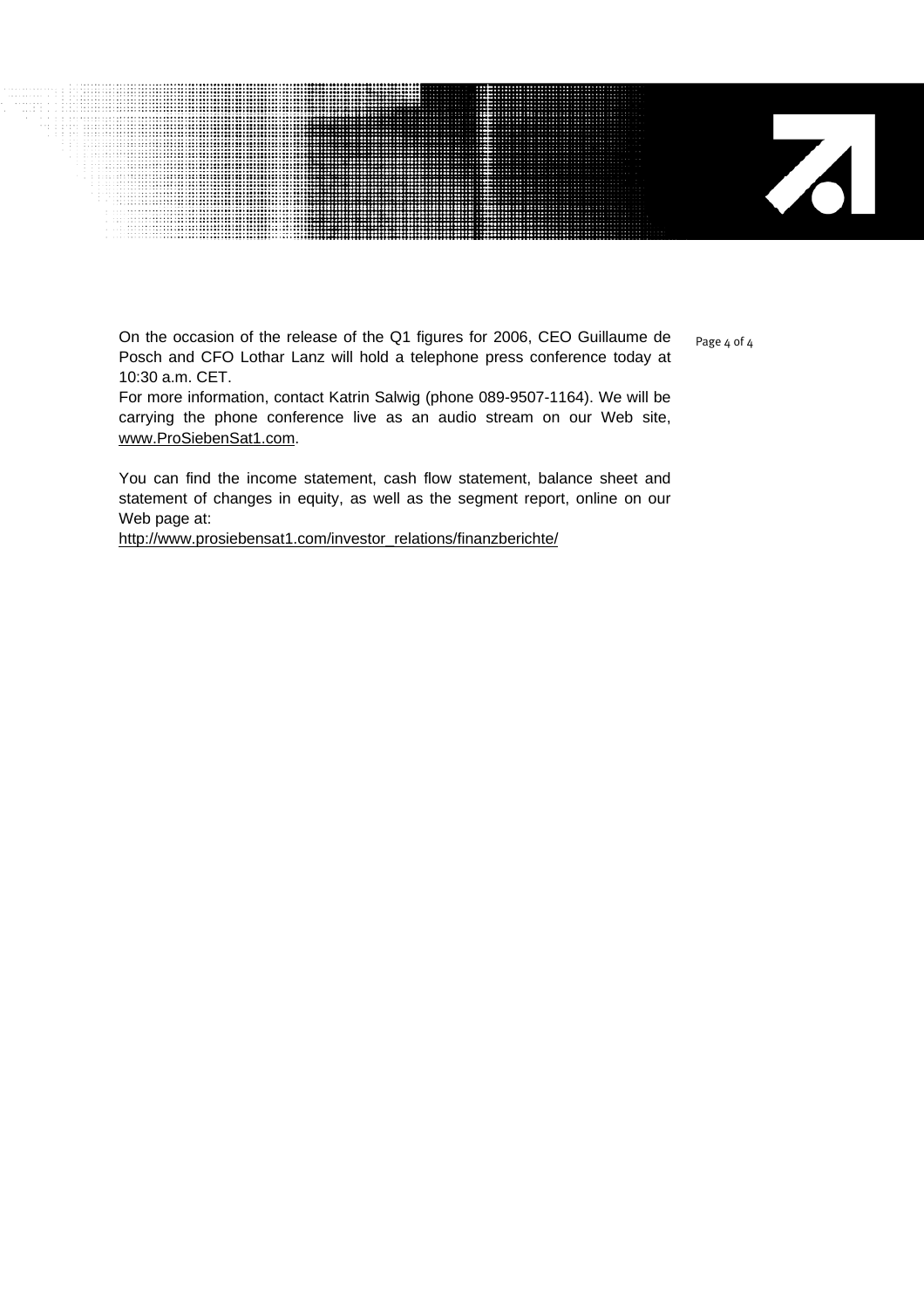On the occasion of the release of the Q1 figures for 2006, CEO Guillaume de Posch and CFO Lothar Lanz will hold a telephone press conference today at 10:30 a.m. CET.

For more information, contact Katrin Salwig (phone 089-9507-1164). We will be carrying the phone conference live as an audio stream on our Web site, www.ProSiebenSat1.com.

You can find the income statement, cash flow statement, balance sheet and statement of changes in equity, as well as the segment report, online on our Web page at:

http://www.prosiebensat1.com/investor_relations/finanzberichte/